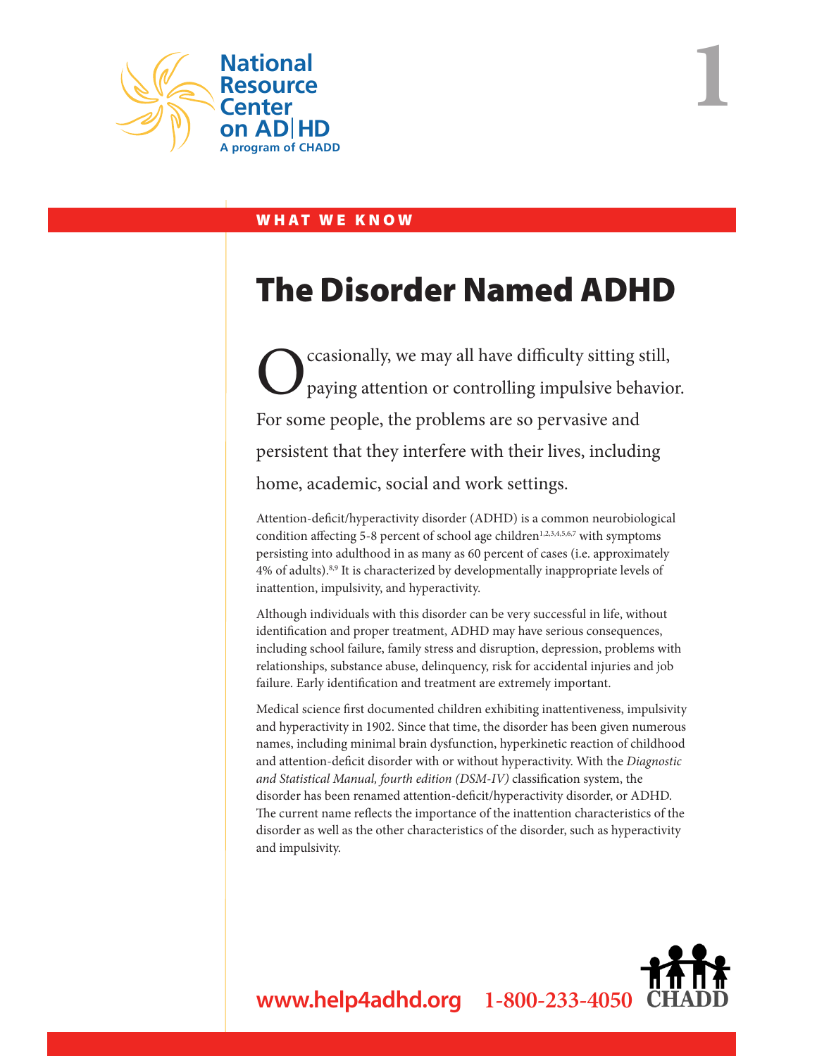National Resource Center on AD|HD
A program of CHADD

1

WHAT WE KNOW

# The Disorder Named ADHD

Occasionally, we may all have difficulty sitting still, paying attention or controlling impulsive behavior. For some people, the problems are so pervasive and persistent that they interfere with their lives, including home, academic, social and work settings.

Attention-deficit/hyperactivity disorder (ADHD) is a common neurobiological condition affecting 5-8 percent of school age children[1,2,3,4,5,6,7] with symptoms persisting into adulthood in as many as 60 percent of cases (i.e. approximately 4% of adults).[8,9] It is characterized by developmentally inappropriate levels of inattention, impulsivity, and hyperactivity.

Although individuals with this disorder can be very successful in life, without identification and proper treatment, ADHD may have serious consequences, including school failure, family stress and disruption, depression, problems with relationships, substance abuse, delinquency, risk for accidental injuries and job failure. Early identification and treatment are extremely important.

Medical science first documented children exhibiting inattentiveness, impulsivity and hyperactivity in 1902. Since that time, the disorder has been given numerous names, including minimal brain dysfunction, hyperkinetic reaction of childhood and attention-deficit disorder with or without hyperactivity. With the *Diagnostic and Statistical Manual, fourth edition (DSM-IV)* classification system, the disorder has been renamed attention-deficit/hyperactivity disorder, or ADHD. The current name reflects the importance of the inattention characteristics of the disorder as well as the other characteristics of the disorder, such as hyperactivity and impulsivity.

www.help4adhd.org 1-800-233-4050 CHADD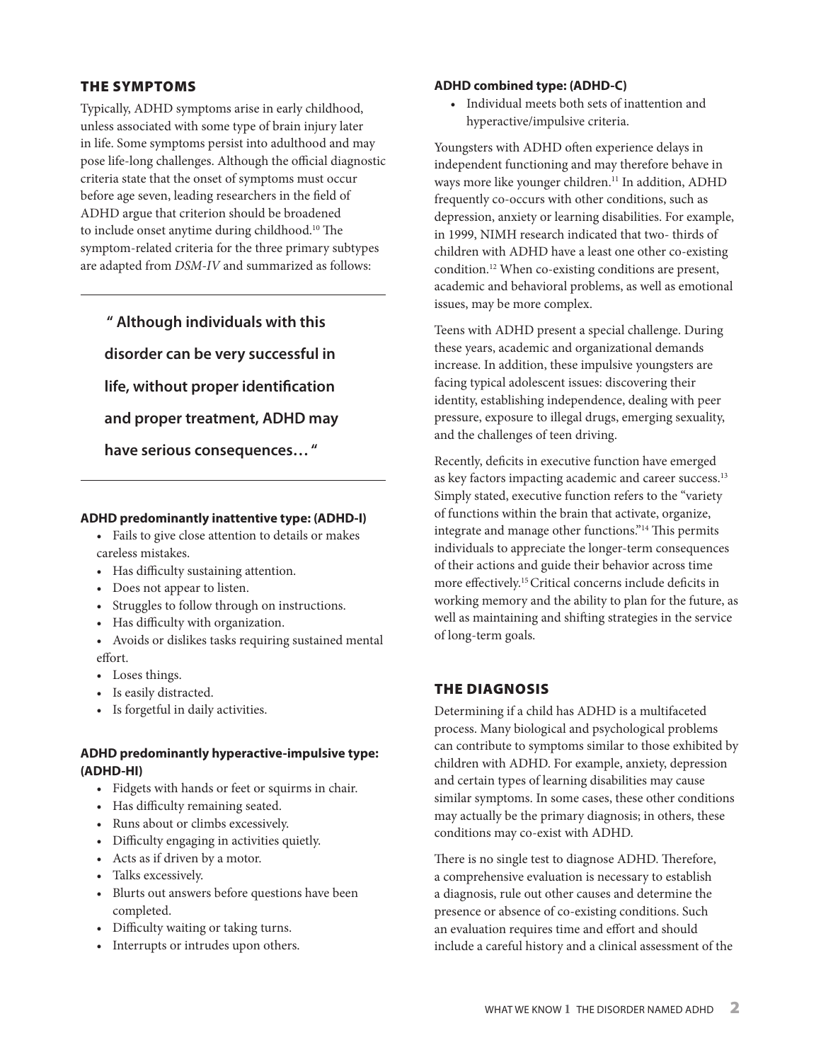## THE SYMPTOMS

Typically, ADHD symptoms arise in early childhood, unless associated with some type of brain injury later in life. Some symptoms persist into adulthood and may pose life-long challenges. Although the official diagnostic criteria state that the onset of symptoms must occur before age seven, leading researchers in the field of ADHD argue that criterion should be broadened to include onset anytime during childhood.[10] The symptom-related criteria for the three primary subtypes are adapted from *DSM-IV* and summarized as follows:

> **" Although individuals with this disorder can be very successful in life, without proper identification and proper treatment, ADHD may have serious consequences… "**

**ADHD predominantly inattentive type: (ADHD-I)**

- Fails to give close attention to details or makes careless mistakes.
- Has difficulty sustaining attention.
- Does not appear to listen.
- Struggles to follow through on instructions.
- Has difficulty with organization.
- Avoids or dislikes tasks requiring sustained mental effort.
- Loses things.
- Is easily distracted.
- Is forgetful in daily activities.

**ADHD predominantly hyperactive-impulsive type: (ADHD-HI)**

- Fidgets with hands or feet or squirms in chair.
- Has difficulty remaining seated.
- Runs about or climbs excessively.
- Difficulty engaging in activities quietly.
- Acts as if driven by a motor.
- Talks excessively.
- Blurts out answers before questions have been completed.
- Difficulty waiting or taking turns.
- Interrupts or intrudes upon others.

**ADHD combined type: (ADHD-C)**

- Individual meets both sets of inattention and hyperactive/impulsive criteria.

Youngsters with ADHD often experience delays in independent functioning and may therefore behave in ways more like younger children.[11] In addition, ADHD frequently co-occurs with other conditions, such as depression, anxiety or learning disabilities. For example, in 1999, NIMH research indicated that two- thirds of children with ADHD have a least one other co-existing condition.[12] When co-existing conditions are present, academic and behavioral problems, as well as emotional issues, may be more complex.

Teens with ADHD present a special challenge. During these years, academic and organizational demands increase. In addition, these impulsive youngsters are facing typical adolescent issues: discovering their identity, establishing independence, dealing with peer pressure, exposure to illegal drugs, emerging sexuality, and the challenges of teen driving.

Recently, deficits in executive function have emerged as key factors impacting academic and career success.[13] Simply stated, executive function refers to the "variety of functions within the brain that activate, organize, integrate and manage other functions."[14] This permits individuals to appreciate the longer-term consequences of their actions and guide their behavior across time more effectively.[15] Critical concerns include deficits in working memory and the ability to plan for the future, as well as maintaining and shifting strategies in the service of long-term goals.

## THE DIAGNOSIS

Determining if a child has ADHD is a multifaceted process. Many biological and psychological problems can contribute to symptoms similar to those exhibited by children with ADHD. For example, anxiety, depression and certain types of learning disabilities may cause similar symptoms. In some cases, these other conditions may actually be the primary diagnosis; in others, these conditions may co-exist with ADHD.

There is no single test to diagnose ADHD. Therefore, a comprehensive evaluation is necessary to establish a diagnosis, rule out other causes and determine the presence or absence of co-existing conditions. Such an evaluation requires time and effort and should include a careful history and a clinical assessment of the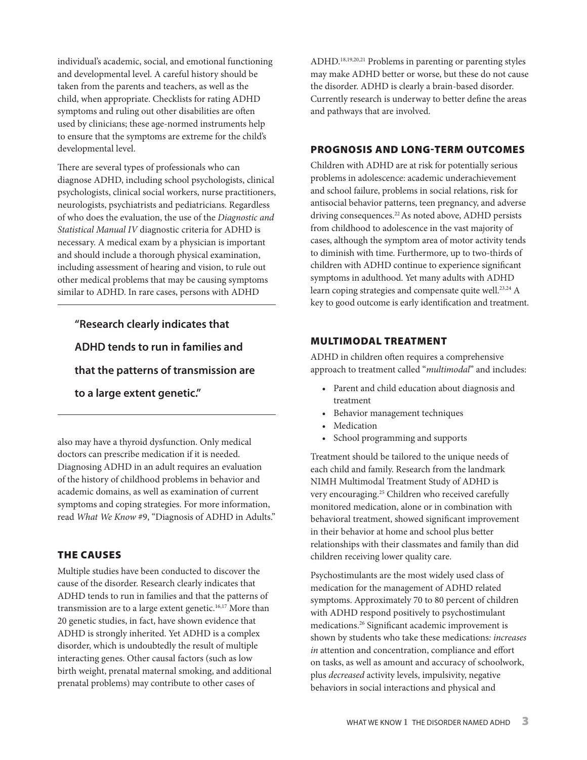individual's academic, social, and emotional functioning and developmental level. A careful history should be taken from the parents and teachers, as well as the child, when appropriate. Checklists for rating ADHD symptoms and ruling out other disabilities are often used by clinicians; these age-normed instruments help to ensure that the symptoms are extreme for the child's developmental level.

There are several types of professionals who can diagnose ADHD, including school psychologists, clinical psychologists, clinical social workers, nurse practitioners, neurologists, psychiatrists and pediatricians. Regardless of who does the evaluation, the use of the *Diagnostic and Statistical Manual IV* diagnostic criteria for ADHD is necessary. A medical exam by a physician is important and should include a thorough physical examination, including assessment of hearing and vision, to rule out other medical problems that may be causing symptoms similar to ADHD. In rare cases, persons with ADHD also may have a thyroid dysfunction. Only medical doctors can prescribe medication if it is needed. Diagnosing ADHD in an adult requires an evaluation of the history of childhood problems in behavior and academic domains, as well as examination of current symptoms and coping strategies. For more information, read *What We Know* #9, "Diagnosis of ADHD in Adults."

> **"Research clearly indicates that ADHD tends to run in families and that the patterns of transmission are to a large extent genetic."**

## THE CAUSES

Multiple studies have been conducted to discover the cause of the disorder. Research clearly indicates that ADHD tends to run in families and that the patterns of transmission are to a large extent genetic.[16,17] More than 20 genetic studies, in fact, have shown evidence that ADHD is strongly inherited. Yet ADHD is a complex disorder, which is undoubtedly the result of multiple interacting genes. Other causal factors (such as low birth weight, prenatal maternal smoking, and additional prenatal problems) may contribute to other cases of ADHD.[18,19,20,21] Problems in parenting or parenting styles may make ADHD better or worse, but these do not cause the disorder. ADHD is clearly a brain-based disorder. Currently research is underway to better define the areas and pathways that are involved.

## PROGNOSIS AND LONG-TERM OUTCOMES

Children with ADHD are at risk for potentially serious problems in adolescence: academic underachievement and school failure, problems in social relations, risk for antisocial behavior patterns, teen pregnancy, and adverse driving consequences.[22] As noted above, ADHD persists from childhood to adolescence in the vast majority of cases, although the symptom area of motor activity tends to diminish with time. Furthermore, up to two-thirds of children with ADHD continue to experience significant symptoms in adulthood. Yet many adults with ADHD learn coping strategies and compensate quite well.[23,24] A key to good outcome is early identification and treatment.

## MULTIMODAL TREATMENT

ADHD in children often requires a comprehensive approach to treatment called "*multimodal*" and includes:

- Parent and child education about diagnosis and treatment
- Behavior management techniques
- Medication
- School programming and supports

Treatment should be tailored to the unique needs of each child and family. Research from the landmark NIMH Multimodal Treatment Study of ADHD is very encouraging.[25] Children who received carefully monitored medication, alone or in combination with behavioral treatment, showed significant improvement in their behavior at home and school plus better relationships with their classmates and family than did children receiving lower quality care.

Psychostimulants are the most widely used class of medication for the management of ADHD related symptoms. Approximately 70 to 80 percent of children with ADHD respond positively to psychostimulant medications.[26] Significant academic improvement is shown by students who take these medications: *increases in* attention and concentration, compliance and effort on tasks, as well as amount and accuracy of schoolwork, plus *decreased* activity levels, impulsivity, negative behaviors in social interactions and physical and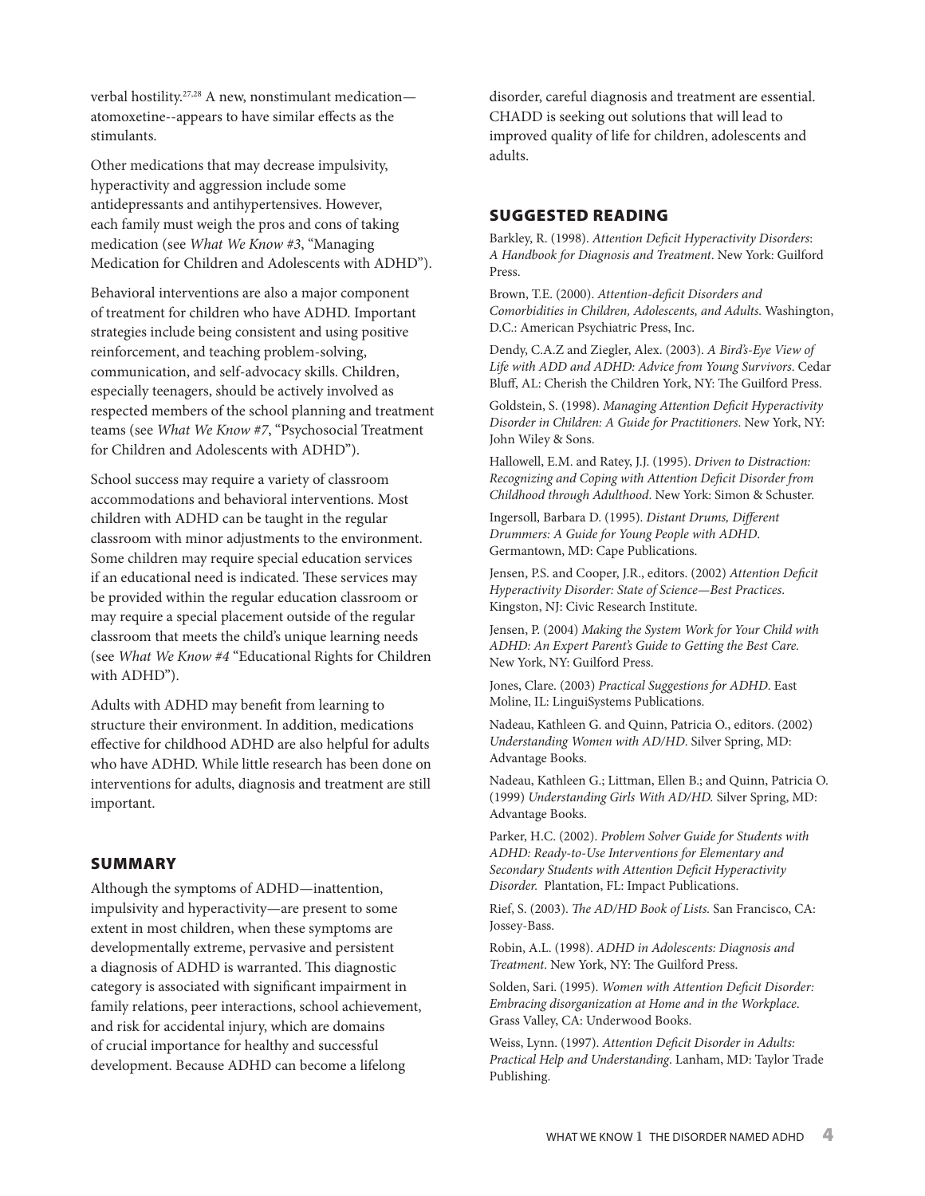verbal hostility.[27,28] A new, nonstimulant medication—atomoxetine--appears to have similar effects as the stimulants.

Other medications that may decrease impulsivity, hyperactivity and aggression include some antidepressants and antihypertensives. However, each family must weigh the pros and cons of taking medication (see *What We Know #3*, "Managing Medication for Children and Adolescents with ADHD").

Behavioral interventions are also a major component of treatment for children who have ADHD. Important strategies include being consistent and using positive reinforcement, and teaching problem-solving, communication, and self-advocacy skills. Children, especially teenagers, should be actively involved as respected members of the school planning and treatment teams (see *What We Know #7*, "Psychosocial Treatment for Children and Adolescents with ADHD").

School success may require a variety of classroom accommodations and behavioral interventions. Most children with ADHD can be taught in the regular classroom with minor adjustments to the environment. Some children may require special education services if an educational need is indicated. These services may be provided within the regular education classroom or may require a special placement outside of the regular classroom that meets the child's unique learning needs (see *What We Know #4* "Educational Rights for Children with ADHD").

Adults with ADHD may benefit from learning to structure their environment. In addition, medications effective for childhood ADHD are also helpful for adults who have ADHD. While little research has been done on interventions for adults, diagnosis and treatment are still important.

## SUMMARY

Although the symptoms of ADHD—inattention, impulsivity and hyperactivity—are present to some extent in most children, when these symptoms are developmentally extreme, pervasive and persistent a diagnosis of ADHD is warranted. This diagnostic category is associated with significant impairment in family relations, peer interactions, school achievement, and risk for accidental injury, which are domains of crucial importance for healthy and successful development. Because ADHD can become a lifelong disorder, careful diagnosis and treatment are essential. CHADD is seeking out solutions that will lead to improved quality of life for children, adolescents and adults.

## SUGGESTED READING

Barkley, R. (1998). *Attention Deficit Hyperactivity Disorders: A Handbook for Diagnosis and Treatment*. New York: Guilford Press.

Brown, T.E. (2000). *Attention-deficit Disorders and Comorbidities in Children, Adolescents, and Adults.* Washington, D.C.: American Psychiatric Press, Inc.

Dendy, C.A.Z and Ziegler, Alex. (2003). *A Bird's-Eye View of Life with ADD and ADHD: Advice from Young Survivors*. Cedar Bluff, AL: Cherish the Children York, NY: The Guilford Press.

Goldstein, S. (1998). *Managing Attention Deficit Hyperactivity Disorder in Children: A Guide for Practitioners*. New York, NY: John Wiley & Sons.

Hallowell, E.M. and Ratey, J.J. (1995). *Driven to Distraction: Recognizing and Coping with Attention Deficit Disorder from Childhood through Adulthood*. New York: Simon & Schuster.

Ingersoll, Barbara D. (1995). *Distant Drums, Different Drummers: A Guide for Young People with ADHD*. Germantown, MD: Cape Publications.

Jensen, P.S. and Cooper, J.R., editors. (2002) *Attention Deficit Hyperactivity Disorder: State of Science—Best Practices*. Kingston, NJ: Civic Research Institute.

Jensen, P. (2004) *Making the System Work for Your Child with ADHD: An Expert Parent's Guide to Getting the Best Care.* New York, NY: Guilford Press.

Jones, Clare. (2003) *Practical Suggestions for ADHD*. East Moline, IL: LinguiSystems Publications.

Nadeau, Kathleen G. and Quinn, Patricia O., editors. (2002) *Understanding Women with AD/HD*. Silver Spring, MD: Advantage Books.

Nadeau, Kathleen G.; Littman, Ellen B.; and Quinn, Patricia O. (1999) *Understanding Girls With AD/HD.* Silver Spring, MD: Advantage Books.

Parker, H.C. (2002). *Problem Solver Guide for Students with ADHD: Ready-to-Use Interventions for Elementary and Secondary Students with Attention Deficit Hyperactivity Disorder.* Plantation, FL: Impact Publications.

Rief, S. (2003). *The AD/HD Book of Lists.* San Francisco, CA: Jossey-Bass.

Robin, A.L. (1998). *ADHD in Adolescents: Diagnosis and Treatment*. New York, NY: The Guilford Press.

Solden, Sari. (1995). *Women with Attention Deficit Disorder: Embracing disorganization at Home and in the Workplace*. Grass Valley, CA: Underwood Books.

Weiss, Lynn. (1997). *Attention Deficit Disorder in Adults: Practical Help and Understanding*. Lanham, MD: Taylor Trade Publishing.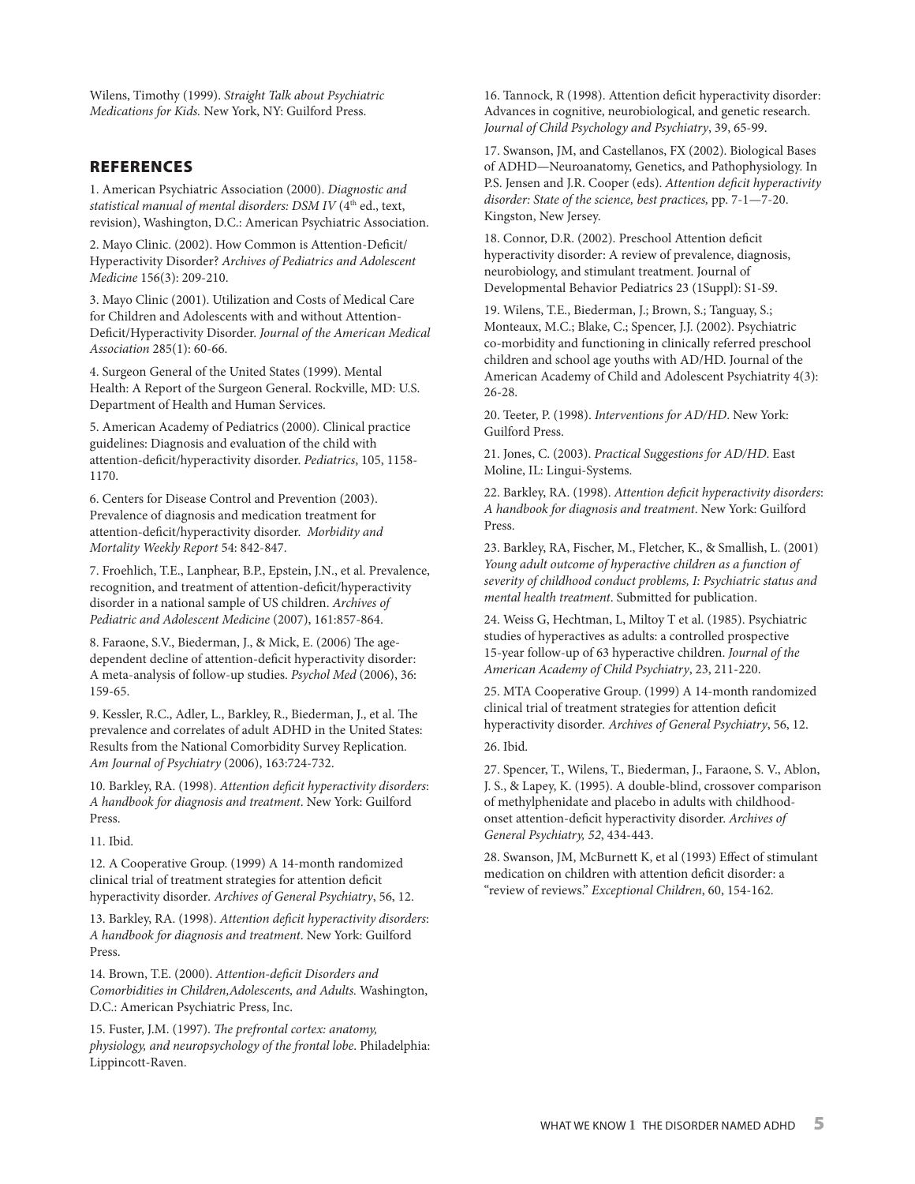Wilens, Timothy (1999). *Straight Talk about Psychiatric Medications for Kids.* New York, NY: Guilford Press.

## REFERENCES

1. American Psychiatric Association (2000). *Diagnostic and statistical manual of mental disorders: DSM IV* (4th ed., text, revision), Washington, D.C.: American Psychiatric Association.

2. Mayo Clinic. (2002). How Common is Attention-Deficit/Hyperactivity Disorder? *Archives of Pediatrics and Adolescent Medicine* 156(3): 209-210.

3. Mayo Clinic (2001). Utilization and Costs of Medical Care for Children and Adolescents with and without Attention-Deficit/Hyperactivity Disorder. *Journal of the American Medical Association* 285(1): 60-66.

4. Surgeon General of the United States (1999). Mental Health: A Report of the Surgeon General. Rockville, MD: U.S. Department of Health and Human Services.

5. American Academy of Pediatrics (2000). Clinical practice guidelines: Diagnosis and evaluation of the child with attention-deficit/hyperactivity disorder. *Pediatrics*, 105, 1158-1170.

6. Centers for Disease Control and Prevention (2003). Prevalence of diagnosis and medication treatment for attention-deficit/hyperactivity disorder. *Morbidity and Mortality Weekly Report* 54: 842-847.

7. Froehlich, T.E., Lanphear, B.P., Epstein, J.N., et al. Prevalence, recognition, and treatment of attention-deficit/hyperactivity disorder in a national sample of US children. *Archives of Pediatric and Adolescent Medicine* (2007), 161:857-864.

8. Faraone, S.V., Biederman, J., & Mick, E. (2006) The age-dependent decline of attention-deficit hyperactivity disorder: A meta-analysis of follow-up studies. *Psychol Med* (2006), 36: 159-65.

9. Kessler, R.C., Adler, L., Barkley, R., Biederman, J., et al. The prevalence and correlates of adult ADHD in the United States: Results from the National Comorbidity Survey Replication. *Am Journal of Psychiatry* (2006), 163:724-732.

10. Barkley, RA. (1998). *Attention deficit hyperactivity disorders: A handbook for diagnosis and treatment*. New York: Guilford Press.

11. Ibid.

12. A Cooperative Group. (1999) A 14-month randomized clinical trial of treatment strategies for attention deficit hyperactivity disorder. *Archives of General Psychiatry*, 56, 12.

13. Barkley, RA. (1998). *Attention deficit hyperactivity disorders: A handbook for diagnosis and treatment*. New York: Guilford Press.

14. Brown, T.E. (2000). *Attention-deficit Disorders and Comorbidities in Children,Adolescents, and Adults.* Washington, D.C.: American Psychiatric Press, Inc.

15. Fuster, J.M. (1997). *The prefrontal cortex: anatomy, physiology, and neuropsychology of the frontal lobe*. Philadelphia: Lippincott-Raven.

16. Tannock, R (1998). Attention deficit hyperactivity disorder: Advances in cognitive, neurobiological, and genetic research. *Journal of Child Psychology and Psychiatry*, 39, 65-99.

17. Swanson, JM, and Castellanos, FX (2002). Biological Bases of ADHD—Neuroanatomy, Genetics, and Pathophysiology. In P.S. Jensen and J.R. Cooper (eds). *Attention deficit hyperactivity disorder: State of the science, best practices,* pp. 7-1—7-20. Kingston, New Jersey.

18. Connor, D.R. (2002). Preschool Attention deficit hyperactivity disorder: A review of prevalence, diagnosis, neurobiology, and stimulant treatment. Journal of Developmental Behavior Pediatrics 23 (1Suppl): S1-S9.

19. Wilens, T.E., Biederman, J.; Brown, S.; Tanguay, S.; Monteaux, M.C.; Blake, C.; Spencer, J.J. (2002). Psychiatric co-morbidity and functioning in clinically referred preschool children and school age youths with AD/HD. Journal of the American Academy of Child and Adolescent Psychiatrity 4(3): 26-28.

20. Teeter, P. (1998). *Interventions for AD/HD*. New York: Guilford Press.

21. Jones, C. (2003). *Practical Suggestions for AD/HD*. East Moline, IL: Lingui-Systems.

22. Barkley, RA. (1998). *Attention deficit hyperactivity disorders: A handbook for diagnosis and treatment*. New York: Guilford Press.

23. Barkley, RA, Fischer, M., Fletcher, K., & Smallish, L. (2001) *Young adult outcome of hyperactive children as a function of severity of childhood conduct problems, I: Psychiatric status and mental health treatment*. Submitted for publication.

24. Weiss G, Hechtman, L, Miltoy T et al. (1985). Psychiatric studies of hyperactives as adults: a controlled prospective 15-year follow-up of 63 hyperactive children. *Journal of the American Academy of Child Psychiatry*, 23, 211-220.

25. MTA Cooperative Group. (1999) A 14-month randomized clinical trial of treatment strategies for attention deficit hyperactivity disorder. *Archives of General Psychiatry*, 56, 12.

26. Ibid.

27. Spencer, T., Wilens, T., Biederman, J., Faraone, S. V., Ablon, J. S., & Lapey, K. (1995). A double-blind, crossover comparison of methylphenidate and placebo in adults with childhood-onset attention-deficit hyperactivity disorder. *Archives of General Psychiatry, 52*, 434-443.

28. Swanson, JM, McBurnett K, et al (1993) Effect of stimulant medication on children with attention deficit disorder: a "review of reviews." *Exceptional Children*, 60, 154-162.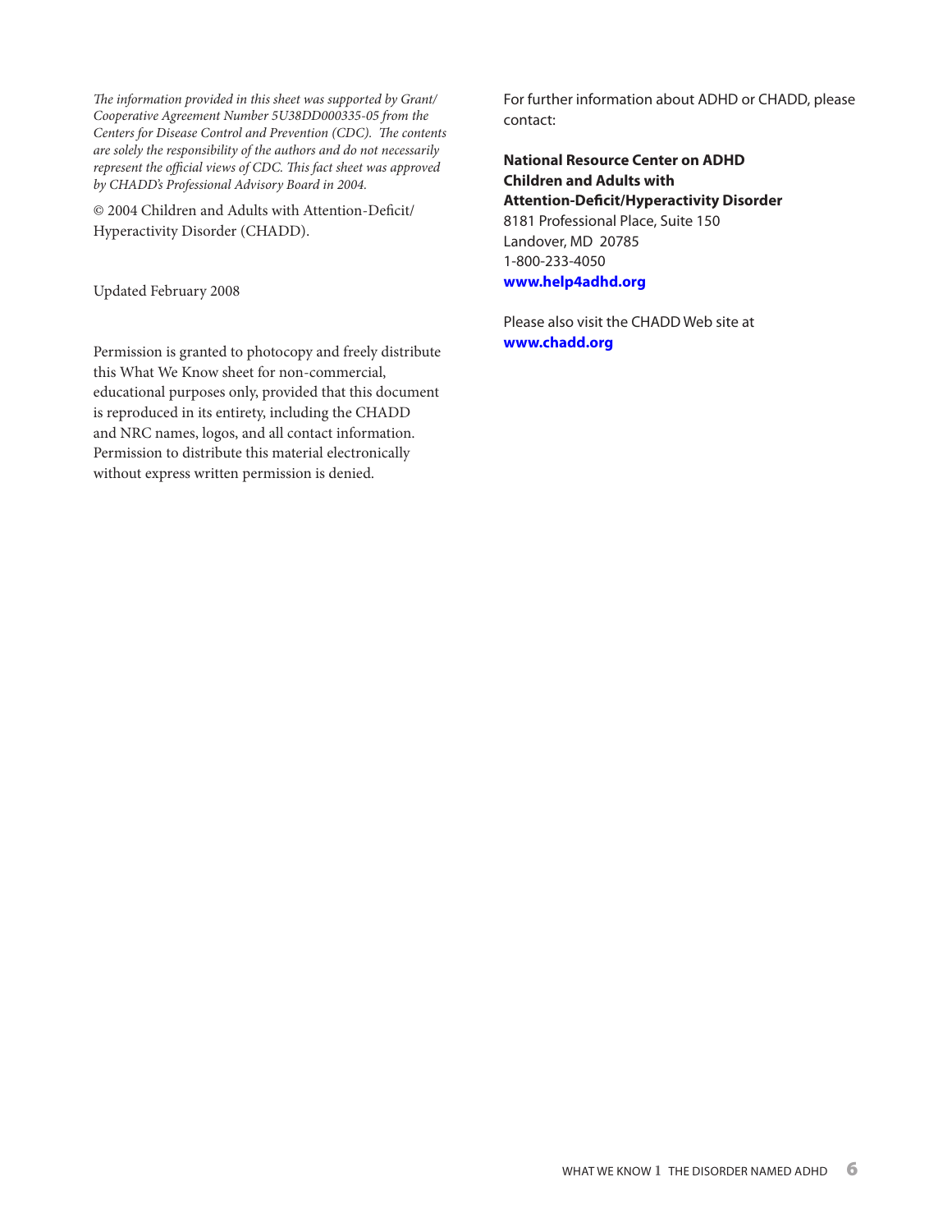*The information provided in this sheet was supported by Grant/Cooperative Agreement Number 5U38DD000335-05 from the Centers for Disease Control and Prevention (CDC). The contents are solely the responsibility of the authors and do not necessarily represent the official views of CDC. This fact sheet was approved by CHADD's Professional Advisory Board in 2004.*

© 2004 Children and Adults with Attention-Deficit/Hyperactivity Disorder (CHADD).

Updated February 2008

Permission is granted to photocopy and freely distribute this What We Know sheet for non-commercial, educational purposes only, provided that this document is reproduced in its entirety, including the CHADD and NRC names, logos, and all contact information. Permission to distribute this material electronically without express written permission is denied.

For further information about ADHD or CHADD, please contact:

**National Resource Center on ADHD**
**Children and Adults with**
**Attention-Deficit/Hyperactivity Disorder**
8181 Professional Place, Suite 150
Landover, MD 20785
1-800-233-4050
**www.help4adhd.org**

Please also visit the CHADD Web site at
**www.chadd.org**